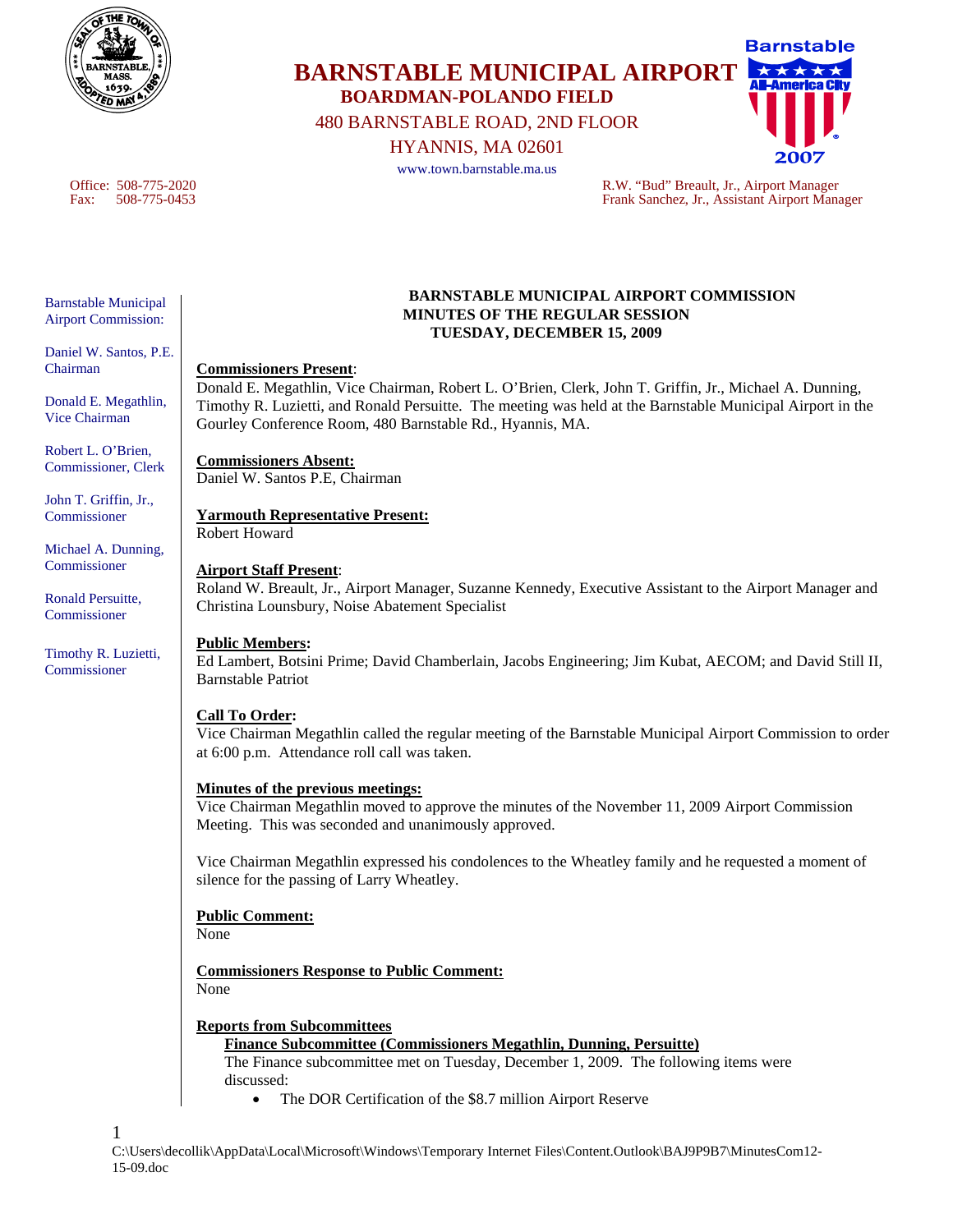# BARNSTABLE MUNICIPAL AIRPORT

## BOARDMAN-POLANDO FIELD

480 BARNSTABLE ROAD, 2ND FLOOR
HYANNIS, MA 02601
www.town.barnstable.ma.us

Office: 508-775-2020
Fax: 508-775-0453

R.W. "Bud" Breault, Jr., Airport Manager
Frank Sanchez, Jr., Assistant Airport Manager

Barnstable Municipal Airport Commission:

Daniel W. Santos, P.E. Chairman

Donald E. Megathlin, Vice Chairman

Robert L. O'Brien, Commissioner, Clerk

John T. Griffin, Jr., Commissioner

Michael A. Dunning, Commissioner

Ronald Persuitte, Commissioner

Timothy R. Luzietti, Commissioner

**BARNSTABLE MUNICIPAL AIRPORT COMMISSION**
**MINUTES OF THE REGULAR SESSION**
**TUESDAY, DECEMBER 15, 2009**

**Commissioners Present**:
Donald E. Megathlin, Vice Chairman, Robert L. O'Brien, Clerk, John T. Griffin, Jr., Michael A. Dunning, Timothy R. Luzietti, and Ronald Persuitte. The meeting was held at the Barnstable Municipal Airport in the Gourley Conference Room, 480 Barnstable Rd., Hyannis, MA.

**Commissioners Absent:**
Daniel W. Santos P.E, Chairman

**Yarmouth Representative Present:**
Robert Howard

**Airport Staff Present**:
Roland W. Breault, Jr., Airport Manager, Suzanne Kennedy, Executive Assistant to the Airport Manager and Christina Lounsbury, Noise Abatement Specialist

**Public Members:**
Ed Lambert, Botsini Prime; David Chamberlain, Jacobs Engineering; Jim Kubat, AECOM; and David Still II, Barnstable Patriot

**Call To Order:**
Vice Chairman Megathlin called the regular meeting of the Barnstable Municipal Airport Commission to order at 6:00 p.m. Attendance roll call was taken.

**Minutes of the previous meetings:**
Vice Chairman Megathlin moved to approve the minutes of the November 11, 2009 Airport Commission Meeting. This was seconded and unanimously approved.

Vice Chairman Megathlin expressed his condolences to the Wheatley family and he requested a moment of silence for the passing of Larry Wheatley.

**Public Comment:**
None

**Commissioners Response to Public Comment:**
None

**Reports from Subcommittees**

**Finance Subcommittee (Commissioners Megathlin, Dunning, Persuitte)**
The Finance subcommittee met on Tuesday, December 1, 2009. The following items were discussed:

- The DOR Certification of the $8.7 million Airport Reserve

C:\Users\decollik\AppData\Local\Microsoft\Windows\Temporary Internet Files\Content.Outlook\BAJ9P9B7\MinutesCom12-15-09.doc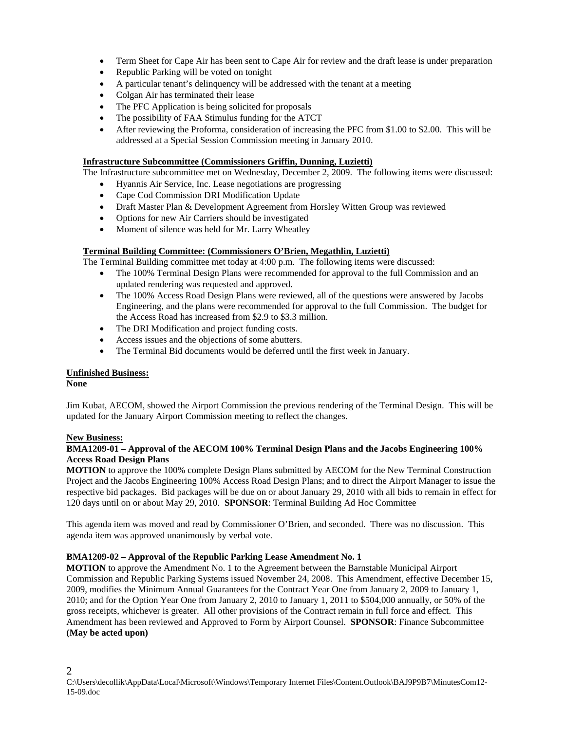- Term Sheet for Cape Air has been sent to Cape Air for review and the draft lease is under preparation
- Republic Parking will be voted on tonight
- A particular tenant's delinquency will be addressed with the tenant at a meeting
- Colgan Air has terminated their lease
- The PFC Application is being solicited for proposals
- The possibility of FAA Stimulus funding for the ATCT
- After reviewing the Proforma, consideration of increasing the PFC from $1.00 to $2.00. This will be addressed at a Special Session Commission meeting in January 2010.

**Infrastructure Subcommittee (Commissioners Griffin, Dunning, Luzietti)**

The Infrastructure subcommittee met on Wednesday, December 2, 2009. The following items were discussed:

- Hyannis Air Service, Inc. Lease negotiations are progressing
- Cape Cod Commission DRI Modification Update
- Draft Master Plan & Development Agreement from Horsley Witten Group was reviewed
- Options for new Air Carriers should be investigated
- Moment of silence was held for Mr. Larry Wheatley

**Terminal Building Committee: (Commissioners O'Brien, Megathlin, Luzietti)**

The Terminal Building committee met today at 4:00 p.m. The following items were discussed:

- The 100% Terminal Design Plans were recommended for approval to the full Commission and an updated rendering was requested and approved.
- The 100% Access Road Design Plans were reviewed, all of the questions were answered by Jacobs Engineering, and the plans were recommended for approval to the full Commission. The budget for the Access Road has increased from $2.9 to $3.3 million.
- The DRI Modification and project funding costs.
- Access issues and the objections of some abutters.
- The Terminal Bid documents would be deferred until the first week in January.

**Unfinished Business:**
**None**

Jim Kubat, AECOM, showed the Airport Commission the previous rendering of the Terminal Design. This will be updated for the January Airport Commission meeting to reflect the changes.

**New Business:**

**BMA1209-01 – Approval of the AECOM 100% Terminal Design Plans and the Jacobs Engineering 100% Access Road Design Plans**

**MOTION** to approve the 100% complete Design Plans submitted by AECOM for the New Terminal Construction Project and the Jacobs Engineering 100% Access Road Design Plans; and to direct the Airport Manager to issue the respective bid packages. Bid packages will be due on or about January 29, 2010 with all bids to remain in effect for 120 days until on or about May 29, 2010. **SPONSOR**: Terminal Building Ad Hoc Committee

This agenda item was moved and read by Commissioner O'Brien, and seconded. There was no discussion. This agenda item was approved unanimously by verbal vote.

**BMA1209-02 – Approval of the Republic Parking Lease Amendment No. 1**

**MOTION** to approve the Amendment No. 1 to the Agreement between the Barnstable Municipal Airport Commission and Republic Parking Systems issued November 24, 2008. This Amendment, effective December 15, 2009, modifies the Minimum Annual Guarantees for the Contract Year One from January 2, 2009 to January 1, 2010; and for the Option Year One from January 2, 2010 to January 1, 2011 to $504,000 annually, or 50% of the gross receipts, whichever is greater. All other provisions of the Contract remain in full force and effect. This Amendment has been reviewed and Approved to Form by Airport Counsel. **SPONSOR**: Finance Subcommittee **(May be acted upon)**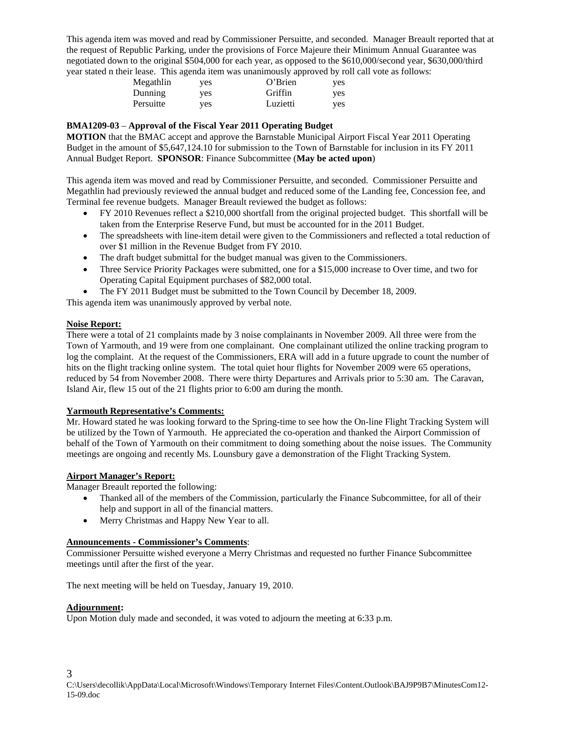This agenda item was moved and read by Commissioner Persuitte, and seconded. Manager Breault reported that at the request of Republic Parking, under the provisions of Force Majeure their Minimum Annual Guarantee was negotiated down to the original $504,000 for each year, as opposed to the $610,000/second year, $630,000/third year stated n their lease. This agenda item was unanimously approved by roll call vote as follows:

| | | | |
|---|---|---|---|
| Megathlin | yes | O'Brien | yes |
| Dunning | yes | Griffin | yes |
| Persuitte | yes | Luzietti | yes |

**BMA1209-03 – Approval of the Fiscal Year 2011 Operating Budget**
**MOTION** that the BMAC accept and approve the Barnstable Municipal Airport Fiscal Year 2011 Operating Budget in the amount of $5,647,124.10 for submission to the Town of Barnstable for inclusion in its FY 2011 Annual Budget Report. **SPONSOR**: Finance Subcommittee (**May be acted upon**)

This agenda item was moved and read by Commissioner Persuitte, and seconded. Commissioner Persuitte and Megathlin had previously reviewed the annual budget and reduced some of the Landing fee, Concession fee, and Terminal fee revenue budgets. Manager Breault reviewed the budget as follows:

- FY 2010 Revenues reflect a $210,000 shortfall from the original projected budget. This shortfall will be taken from the Enterprise Reserve Fund, but must be accounted for in the 2011 Budget.
- The spreadsheets with line-item detail were given to the Commissioners and reflected a total reduction of over $1 million in the Revenue Budget from FY 2010.
- The draft budget submittal for the budget manual was given to the Commissioners.
- Three Service Priority Packages were submitted, one for a $15,000 increase to Over time, and two for Operating Capital Equipment purchases of $82,000 total.
- The FY 2011 Budget must be submitted to the Town Council by December 18, 2009.

This agenda item was unanimously approved by verbal note.

**Noise Report:**
There were a total of 21 complaints made by 3 noise complainants in November 2009. All three were from the Town of Yarmouth, and 19 were from one complainant. One complainant utilized the online tracking program to log the complaint. At the request of the Commissioners, ERA will add in a future upgrade to count the number of hits on the flight tracking online system. The total quiet hour flights for November 2009 were 65 operations, reduced by 54 from November 2008. There were thirty Departures and Arrivals prior to 5:30 am. The Caravan, Island Air, flew 15 out of the 21 flights prior to 6:00 am during the month.

**Yarmouth Representative's Comments:**
Mr. Howard stated he was looking forward to the Spring-time to see how the On-line Flight Tracking System will be utilized by the Town of Yarmouth. He appreciated the co-operation and thanked the Airport Commission of behalf of the Town of Yarmouth on their commitment to doing something about the noise issues. The Community meetings are ongoing and recently Ms. Lounsbury gave a demonstration of the Flight Tracking System.

**Airport Manager's Report:**
Manager Breault reported the following:

- Thanked all of the members of the Commission, particularly the Finance Subcommittee, for all of their help and support in all of the financial matters.
- Merry Christmas and Happy New Year to all.

**Announcements - Commissioner's Comments**:
Commissioner Persuitte wished everyone a Merry Christmas and requested no further Finance Subcommittee meetings until after the first of the year.

The next meeting will be held on Tuesday, January 19, 2010.

**Adjournment:**
Upon Motion duly made and seconded, it was voted to adjourn the meeting at 6:33 p.m.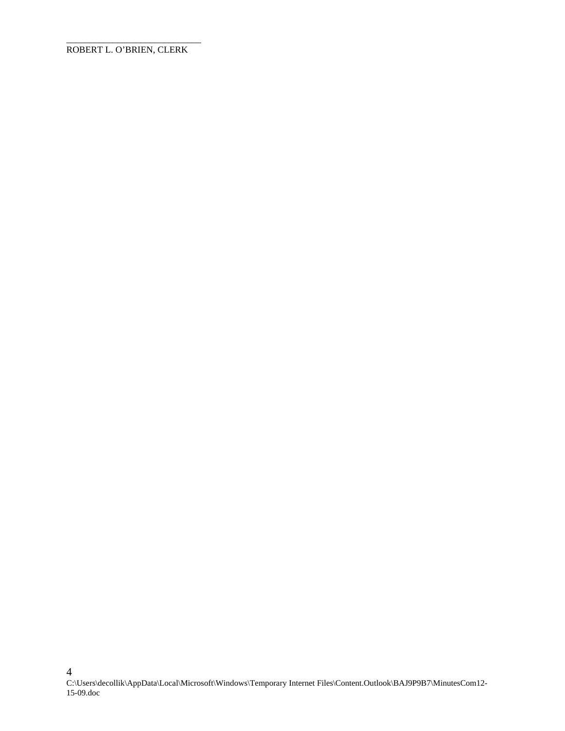_____________________________
ROBERT L. O'BRIEN, CLERK